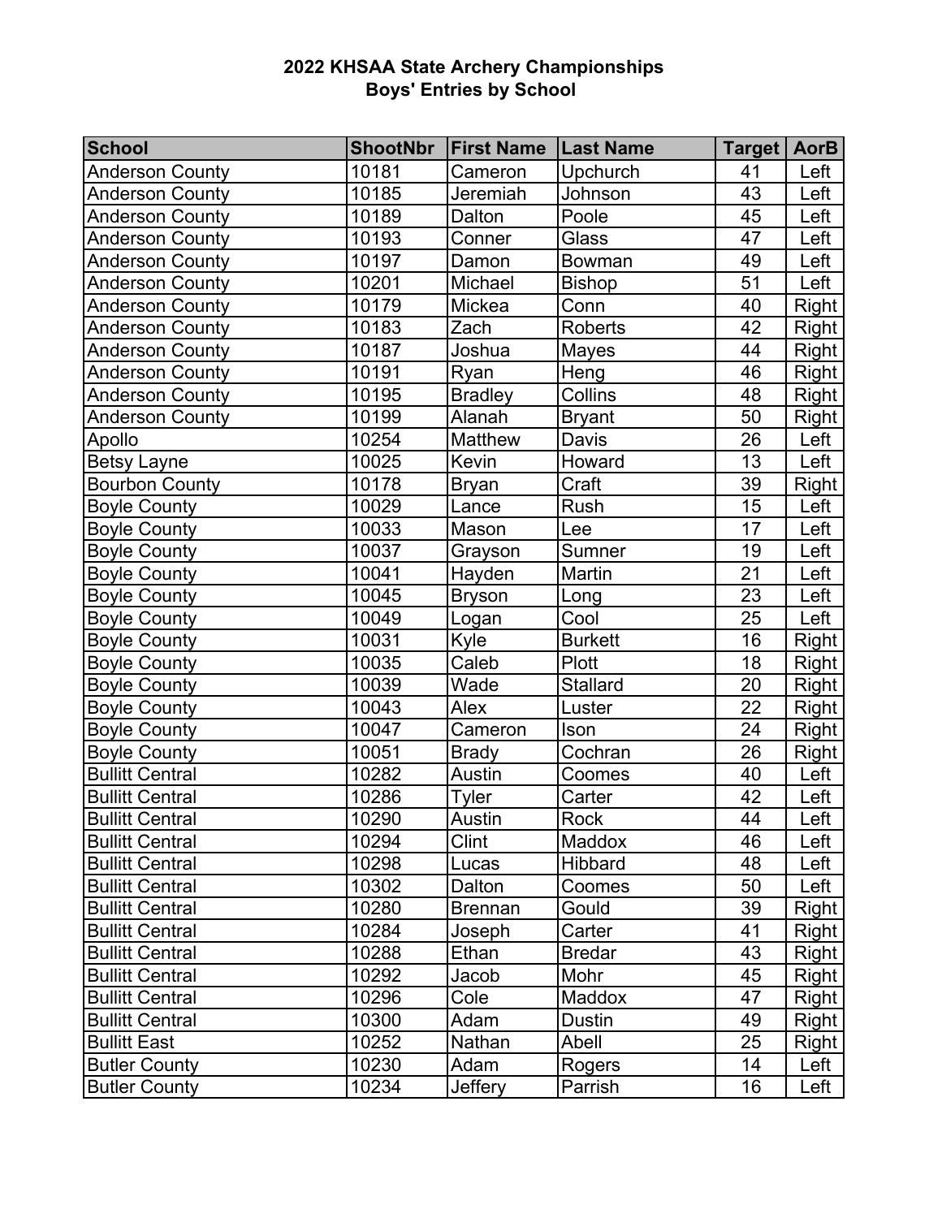# 2022 KHSAA State Archery Championships
## Boys' Entries by School

| School | ShootNbr | First Name | Last Name | Target | AorB |
|---|---|---|---|---|---|
| Anderson County | 10181 | Cameron | Upchurch | 41 | Left |
| Anderson County | 10185 | Jeremiah | Johnson | 43 | Left |
| Anderson County | 10189 | Dalton | Poole | 45 | Left |
| Anderson County | 10193 | Conner | Glass | 47 | Left |
| Anderson County | 10197 | Damon | Bowman | 49 | Left |
| Anderson County | 10201 | Michael | Bishop | 51 | Left |
| Anderson County | 10179 | Mickea | Conn | 40 | Right |
| Anderson County | 10183 | Zach | Roberts | 42 | Right |
| Anderson County | 10187 | Joshua | Mayes | 44 | Right |
| Anderson County | 10191 | Ryan | Heng | 46 | Right |
| Anderson County | 10195 | Bradley | Collins | 48 | Right |
| Anderson County | 10199 | Alanah | Bryant | 50 | Right |
| Apollo | 10254 | Matthew | Davis | 26 | Left |
| Betsy Layne | 10025 | Kevin | Howard | 13 | Left |
| Bourbon County | 10178 | Bryan | Craft | 39 | Right |
| Boyle County | 10029 | Lance | Rush | 15 | Left |
| Boyle County | 10033 | Mason | Lee | 17 | Left |
| Boyle County | 10037 | Grayson | Sumner | 19 | Left |
| Boyle County | 10041 | Hayden | Martin | 21 | Left |
| Boyle County | 10045 | Bryson | Long | 23 | Left |
| Boyle County | 10049 | Logan | Cool | 25 | Left |
| Boyle County | 10031 | Kyle | Burkett | 16 | Right |
| Boyle County | 10035 | Caleb | Plott | 18 | Right |
| Boyle County | 10039 | Wade | Stallard | 20 | Right |
| Boyle County | 10043 | Alex | Luster | 22 | Right |
| Boyle County | 10047 | Cameron | Ison | 24 | Right |
| Boyle County | 10051 | Brady | Cochran | 26 | Right |
| Bullitt Central | 10282 | Austin | Coomes | 40 | Left |
| Bullitt Central | 10286 | Tyler | Carter | 42 | Left |
| Bullitt Central | 10290 | Austin | Rock | 44 | Left |
| Bullitt Central | 10294 | Clint | Maddox | 46 | Left |
| Bullitt Central | 10298 | Lucas | Hibbard | 48 | Left |
| Bullitt Central | 10302 | Dalton | Coomes | 50 | Left |
| Bullitt Central | 10280 | Brennan | Gould | 39 | Right |
| Bullitt Central | 10284 | Joseph | Carter | 41 | Right |
| Bullitt Central | 10288 | Ethan | Bredar | 43 | Right |
| Bullitt Central | 10292 | Jacob | Mohr | 45 | Right |
| Bullitt Central | 10296 | Cole | Maddox | 47 | Right |
| Bullitt Central | 10300 | Adam | Dustin | 49 | Right |
| Bullitt East | 10252 | Nathan | Abell | 25 | Right |
| Butler County | 10230 | Adam | Rogers | 14 | Left |
| Butler County | 10234 | Jeffery | Parrish | 16 | Left |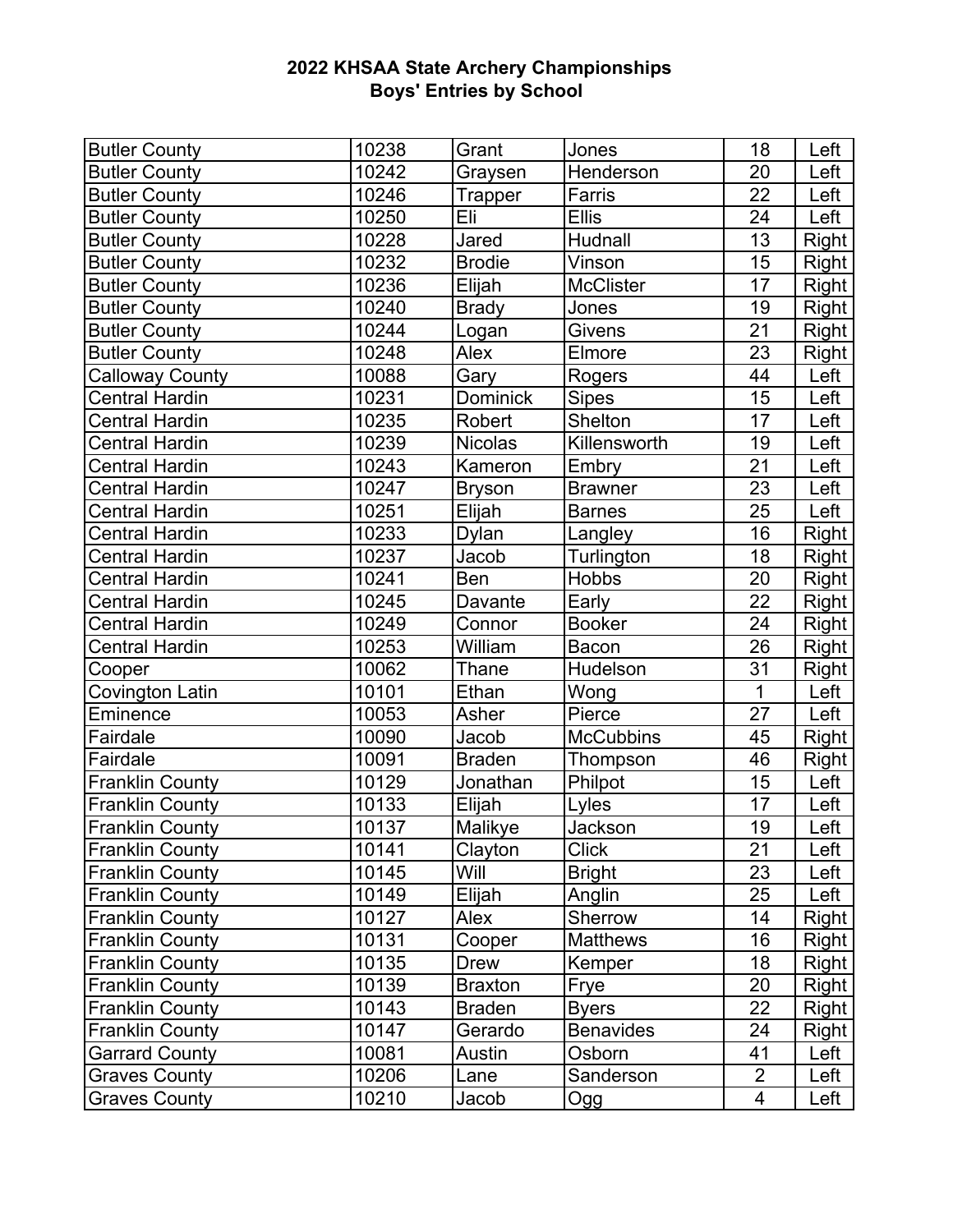## 2022 KHSAA State Archery Championships
## Boys' Entries by School

| | | | | | |
|---|---|---|---|---|---|
| Butler County | 10238 | Grant | Jones | 18 | Left |
| Butler County | 10242 | Graysen | Henderson | 20 | Left |
| Butler County | 10246 | Trapper | Farris | 22 | Left |
| Butler County | 10250 | Eli | Ellis | 24 | Left |
| Butler County | 10228 | Jared | Hudnall | 13 | Right |
| Butler County | 10232 | Brodie | Vinson | 15 | Right |
| Butler County | 10236 | Elijah | McClister | 17 | Right |
| Butler County | 10240 | Brady | Jones | 19 | Right |
| Butler County | 10244 | Logan | Givens | 21 | Right |
| Butler County | 10248 | Alex | Elmore | 23 | Right |
| Calloway County | 10088 | Gary | Rogers | 44 | Left |
| Central Hardin | 10231 | Dominick | Sipes | 15 | Left |
| Central Hardin | 10235 | Robert | Shelton | 17 | Left |
| Central Hardin | 10239 | Nicolas | Killensworth | 19 | Left |
| Central Hardin | 10243 | Kameron | Embry | 21 | Left |
| Central Hardin | 10247 | Bryson | Brawner | 23 | Left |
| Central Hardin | 10251 | Elijah | Barnes | 25 | Left |
| Central Hardin | 10233 | Dylan | Langley | 16 | Right |
| Central Hardin | 10237 | Jacob | Turlington | 18 | Right |
| Central Hardin | 10241 | Ben | Hobbs | 20 | Right |
| Central Hardin | 10245 | Davante | Early | 22 | Right |
| Central Hardin | 10249 | Connor | Booker | 24 | Right |
| Central Hardin | 10253 | William | Bacon | 26 | Right |
| Cooper | 10062 | Thane | Hudelson | 31 | Right |
| Covington Latin | 10101 | Ethan | Wong | 1 | Left |
| Eminence | 10053 | Asher | Pierce | 27 | Left |
| Fairdale | 10090 | Jacob | McCubbins | 45 | Right |
| Fairdale | 10091 | Braden | Thompson | 46 | Right |
| Franklin County | 10129 | Jonathan | Philpot | 15 | Left |
| Franklin County | 10133 | Elijah | Lyles | 17 | Left |
| Franklin County | 10137 | Malikye | Jackson | 19 | Left |
| Franklin County | 10141 | Clayton | Click | 21 | Left |
| Franklin County | 10145 | Will | Bright | 23 | Left |
| Franklin County | 10149 | Elijah | Anglin | 25 | Left |
| Franklin County | 10127 | Alex | Sherrow | 14 | Right |
| Franklin County | 10131 | Cooper | Matthews | 16 | Right |
| Franklin County | 10135 | Drew | Kemper | 18 | Right |
| Franklin County | 10139 | Braxton | Frye | 20 | Right |
| Franklin County | 10143 | Braden | Byers | 22 | Right |
| Franklin County | 10147 | Gerardo | Benavides | 24 | Right |
| Garrard County | 10081 | Austin | Osborn | 41 | Left |
| Graves County | 10206 | Lane | Sanderson | 2 | Left |
| Graves County | 10210 | Jacob | Ogg | 4 | Left |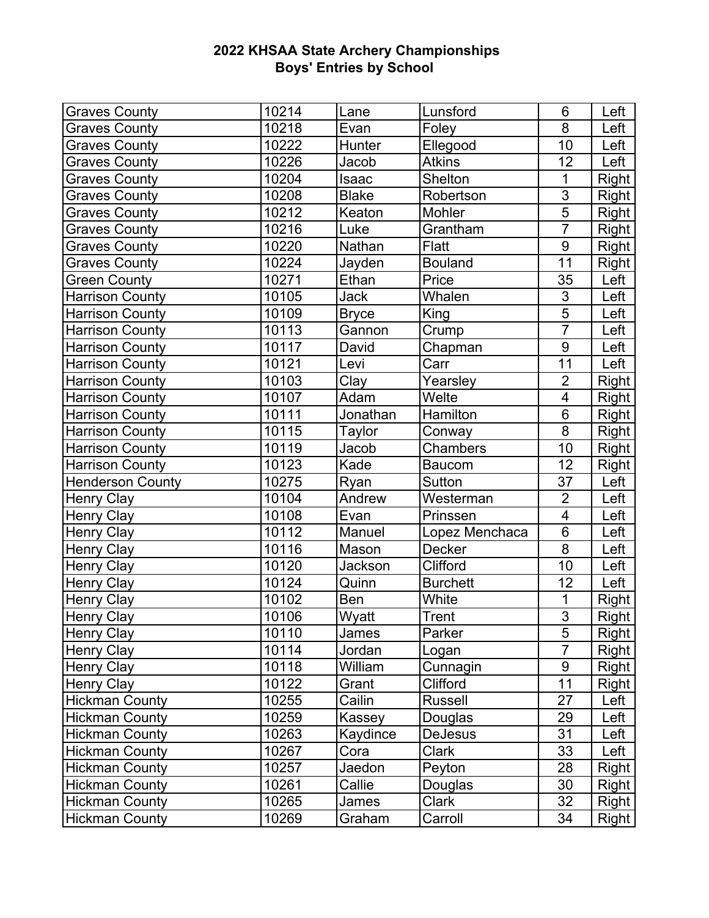# 2022 KHSAA State Archery Championships
## Boys' Entries by School

| | | | | | |
|---|---|---|---|---|---|
| Graves County | 10214 | Lane | Lunsford | 6 | Left |
| Graves County | 10218 | Evan | Foley | 8 | Left |
| Graves County | 10222 | Hunter | Ellegood | 10 | Left |
| Graves County | 10226 | Jacob | Atkins | 12 | Left |
| Graves County | 10204 | Isaac | Shelton | 1 | Right |
| Graves County | 10208 | Blake | Robertson | 3 | Right |
| Graves County | 10212 | Keaton | Mohler | 5 | Right |
| Graves County | 10216 | Luke | Grantham | 7 | Right |
| Graves County | 10220 | Nathan | Flatt | 9 | Right |
| Graves County | 10224 | Jayden | Bouland | 11 | Right |
| Green County | 10271 | Ethan | Price | 35 | Left |
| Harrison County | 10105 | Jack | Whalen | 3 | Left |
| Harrison County | 10109 | Bryce | King | 5 | Left |
| Harrison County | 10113 | Gannon | Crump | 7 | Left |
| Harrison County | 10117 | David | Chapman | 9 | Left |
| Harrison County | 10121 | Levi | Carr | 11 | Left |
| Harrison County | 10103 | Clay | Yearsley | 2 | Right |
| Harrison County | 10107 | Adam | Welte | 4 | Right |
| Harrison County | 10111 | Jonathan | Hamilton | 6 | Right |
| Harrison County | 10115 | Taylor | Conway | 8 | Right |
| Harrison County | 10119 | Jacob | Chambers | 10 | Right |
| Harrison County | 10123 | Kade | Baucom | 12 | Right |
| Henderson County | 10275 | Ryan | Sutton | 37 | Left |
| Henry Clay | 10104 | Andrew | Westerman | 2 | Left |
| Henry Clay | 10108 | Evan | Prinssen | 4 | Left |
| Henry Clay | 10112 | Manuel | Lopez Menchaca | 6 | Left |
| Henry Clay | 10116 | Mason | Decker | 8 | Left |
| Henry Clay | 10120 | Jackson | Clifford | 10 | Left |
| Henry Clay | 10124 | Quinn | Burchett | 12 | Left |
| Henry Clay | 10102 | Ben | White | 1 | Right |
| Henry Clay | 10106 | Wyatt | Trent | 3 | Right |
| Henry Clay | 10110 | James | Parker | 5 | Right |
| Henry Clay | 10114 | Jordan | Logan | 7 | Right |
| Henry Clay | 10118 | William | Cunnagin | 9 | Right |
| Henry Clay | 10122 | Grant | Clifford | 11 | Right |
| Hickman County | 10255 | Cailin | Russell | 27 | Left |
| Hickman County | 10259 | Kassey | Douglas | 29 | Left |
| Hickman County | 10263 | Kaydince | DeJesus | 31 | Left |
| Hickman County | 10267 | Cora | Clark | 33 | Left |
| Hickman County | 10257 | Jaedon | Peyton | 28 | Right |
| Hickman County | 10261 | Callie | Douglas | 30 | Right |
| Hickman County | 10265 | James | Clark | 32 | Right |
| Hickman County | 10269 | Graham | Carroll | 34 | Right |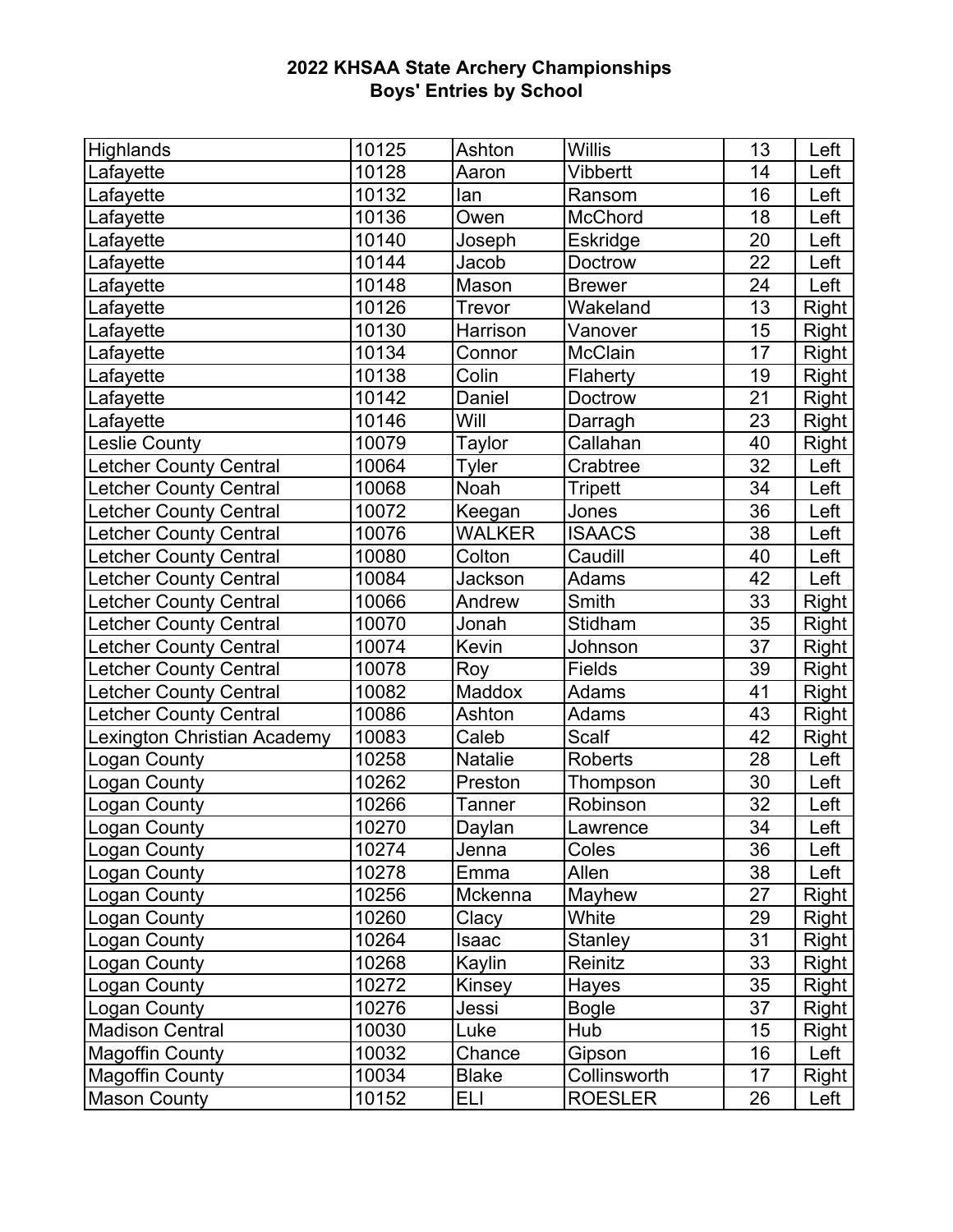**2022 KHSAA State Archery Championships**
**Boys' Entries by School**

| | | | | | |
|---|---|---|---|---|---|
| Highlands | 10125 | Ashton | Willis | 13 | Left |
| Lafayette | 10128 | Aaron | Vibbertt | 14 | Left |
| Lafayette | 10132 | Ian | Ransom | 16 | Left |
| Lafayette | 10136 | Owen | McChord | 18 | Left |
| Lafayette | 10140 | Joseph | Eskridge | 20 | Left |
| Lafayette | 10144 | Jacob | Doctrow | 22 | Left |
| Lafayette | 10148 | Mason | Brewer | 24 | Left |
| Lafayette | 10126 | Trevor | Wakeland | 13 | Right |
| Lafayette | 10130 | Harrison | Vanover | 15 | Right |
| Lafayette | 10134 | Connor | McClain | 17 | Right |
| Lafayette | 10138 | Colin | Flaherty | 19 | Right |
| Lafayette | 10142 | Daniel | Doctrow | 21 | Right |
| Lafayette | 10146 | Will | Darragh | 23 | Right |
| Leslie County | 10079 | Taylor | Callahan | 40 | Right |
| Letcher County Central | 10064 | Tyler | Crabtree | 32 | Left |
| Letcher County Central | 10068 | Noah | Tripett | 34 | Left |
| Letcher County Central | 10072 | Keegan | Jones | 36 | Left |
| Letcher County Central | 10076 | WALKER | ISAACS | 38 | Left |
| Letcher County Central | 10080 | Colton | Caudill | 40 | Left |
| Letcher County Central | 10084 | Jackson | Adams | 42 | Left |
| Letcher County Central | 10066 | Andrew | Smith | 33 | Right |
| Letcher County Central | 10070 | Jonah | Stidham | 35 | Right |
| Letcher County Central | 10074 | Kevin | Johnson | 37 | Right |
| Letcher County Central | 10078 | Roy | Fields | 39 | Right |
| Letcher County Central | 10082 | Maddox | Adams | 41 | Right |
| Letcher County Central | 10086 | Ashton | Adams | 43 | Right |
| Lexington Christian Academy | 10083 | Caleb | Scalf | 42 | Right |
| Logan County | 10258 | Natalie | Roberts | 28 | Left |
| Logan County | 10262 | Preston | Thompson | 30 | Left |
| Logan County | 10266 | Tanner | Robinson | 32 | Left |
| Logan County | 10270 | Daylan | Lawrence | 34 | Left |
| Logan County | 10274 | Jenna | Coles | 36 | Left |
| Logan County | 10278 | Emma | Allen | 38 | Left |
| Logan County | 10256 | Mckenna | Mayhew | 27 | Right |
| Logan County | 10260 | Clacy | White | 29 | Right |
| Logan County | 10264 | Isaac | Stanley | 31 | Right |
| Logan County | 10268 | Kaylin | Reinitz | 33 | Right |
| Logan County | 10272 | Kinsey | Hayes | 35 | Right |
| Logan County | 10276 | Jessi | Bogle | 37 | Right |
| Madison Central | 10030 | Luke | Hub | 15 | Right |
| Magoffin County | 10032 | Chance | Gipson | 16 | Left |
| Magoffin County | 10034 | Blake | Collinsworth | 17 | Right |
| Mason County | 10152 | ELI | ROESLER | 26 | Left |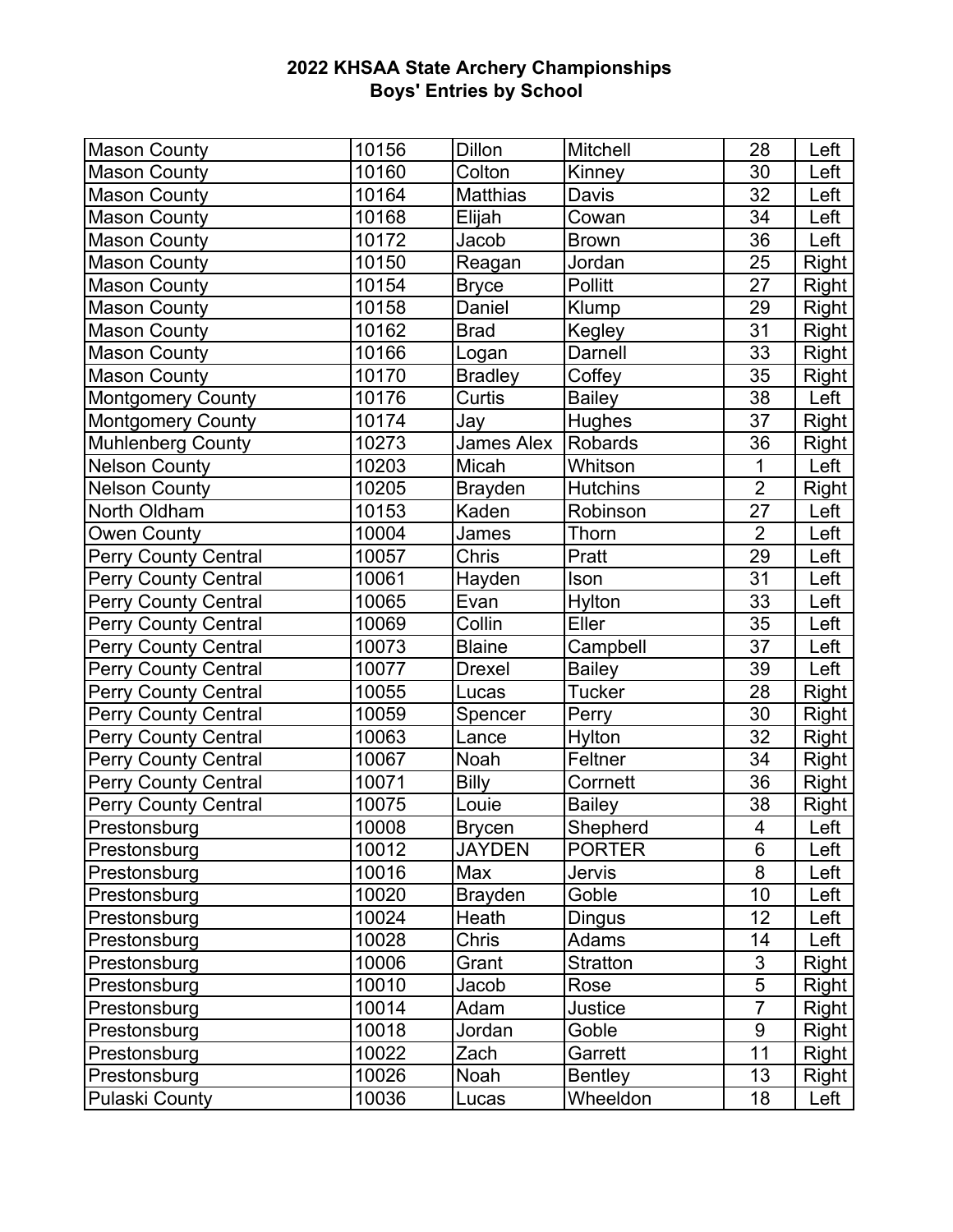**2022 KHSAA State Archery Championships**
**Boys' Entries by School**

| | | | | | |
|---|---|---|---|---|---|
| Mason County | 10156 | Dillon | Mitchell | 28 | Left |
| Mason County | 10160 | Colton | Kinney | 30 | Left |
| Mason County | 10164 | Matthias | Davis | 32 | Left |
| Mason County | 10168 | Elijah | Cowan | 34 | Left |
| Mason County | 10172 | Jacob | Brown | 36 | Left |
| Mason County | 10150 | Reagan | Jordan | 25 | Right |
| Mason County | 10154 | Bryce | Pollitt | 27 | Right |
| Mason County | 10158 | Daniel | Klump | 29 | Right |
| Mason County | 10162 | Brad | Kegley | 31 | Right |
| Mason County | 10166 | Logan | Darnell | 33 | Right |
| Mason County | 10170 | Bradley | Coffey | 35 | Right |
| Montgomery County | 10176 | Curtis | Bailey | 38 | Left |
| Montgomery County | 10174 | Jay | Hughes | 37 | Right |
| Muhlenberg County | 10273 | James Alex | Robards | 36 | Right |
| Nelson County | 10203 | Micah | Whitson | 1 | Left |
| Nelson County | 10205 | Brayden | Hutchins | 2 | Right |
| North Oldham | 10153 | Kaden | Robinson | 27 | Left |
| Owen County | 10004 | James | Thorn | 2 | Left |
| Perry County Central | 10057 | Chris | Pratt | 29 | Left |
| Perry County Central | 10061 | Hayden | Ison | 31 | Left |
| Perry County Central | 10065 | Evan | Hylton | 33 | Left |
| Perry County Central | 10069 | Collin | Eller | 35 | Left |
| Perry County Central | 10073 | Blaine | Campbell | 37 | Left |
| Perry County Central | 10077 | Drexel | Bailey | 39 | Left |
| Perry County Central | 10055 | Lucas | Tucker | 28 | Right |
| Perry County Central | 10059 | Spencer | Perry | 30 | Right |
| Perry County Central | 10063 | Lance | Hylton | 32 | Right |
| Perry County Central | 10067 | Noah | Feltner | 34 | Right |
| Perry County Central | 10071 | Billy | Cornett | 36 | Right |
| Perry County Central | 10075 | Louie | Bailey | 38 | Right |
| Prestonsburg | 10008 | Brycen | Shepherd | 4 | Left |
| Prestonsburg | 10012 | JAYDEN | PORTER | 6 | Left |
| Prestonsburg | 10016 | Max | Jervis | 8 | Left |
| Prestonsburg | 10020 | Brayden | Goble | 10 | Left |
| Prestonsburg | 10024 | Heath | Dingus | 12 | Left |
| Prestonsburg | 10028 | Chris | Adams | 14 | Left |
| Prestonsburg | 10006 | Grant | Stratton | 3 | Right |
| Prestonsburg | 10010 | Jacob | Rose | 5 | Right |
| Prestonsburg | 10014 | Adam | Justice | 7 | Right |
| Prestonsburg | 10018 | Jordan | Goble | 9 | Right |
| Prestonsburg | 10022 | Zach | Garrett | 11 | Right |
| Prestonsburg | 10026 | Noah | Bentley | 13 | Right |
| Pulaski County | 10036 | Lucas | Wheeldon | 18 | Left |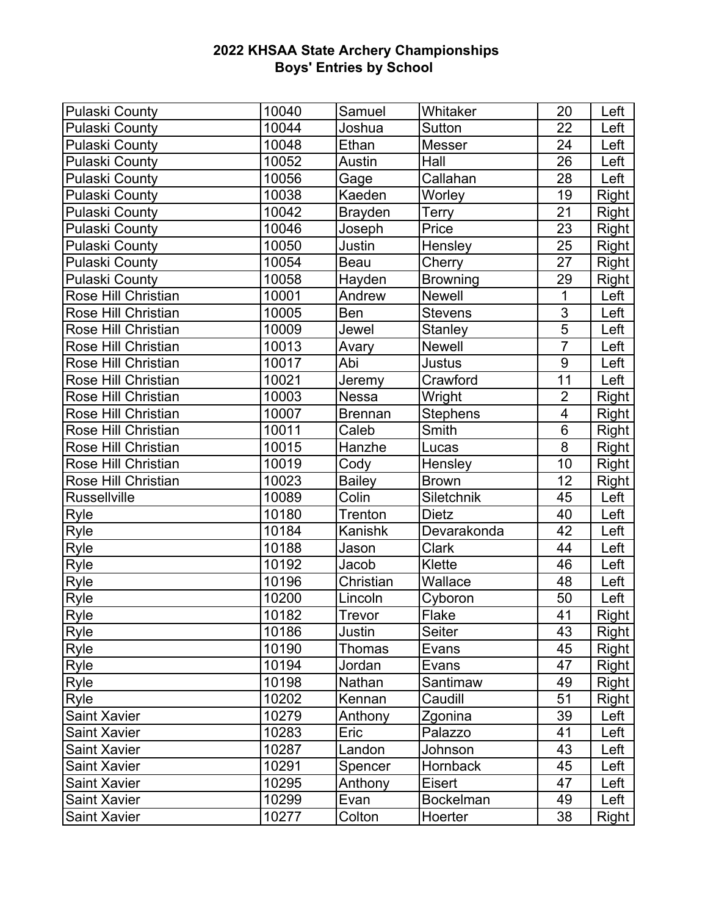**2022 KHSAA State Archery Championships**
**Boys' Entries by School**

| | | | | | |
|---|---|---|---|---|---|
| Pulaski County | 10040 | Samuel | Whitaker | 20 | Left |
| Pulaski County | 10044 | Joshua | Sutton | 22 | Left |
| Pulaski County | 10048 | Ethan | Messer | 24 | Left |
| Pulaski County | 10052 | Austin | Hall | 26 | Left |
| Pulaski County | 10056 | Gage | Callahan | 28 | Left |
| Pulaski County | 10038 | Kaeden | Worley | 19 | Right |
| Pulaski County | 10042 | Brayden | Terry | 21 | Right |
| Pulaski County | 10046 | Joseph | Price | 23 | Right |
| Pulaski County | 10050 | Justin | Hensley | 25 | Right |
| Pulaski County | 10054 | Beau | Cherry | 27 | Right |
| Pulaski County | 10058 | Hayden | Browning | 29 | Right |
| Rose Hill Christian | 10001 | Andrew | Newell | 1 | Left |
| Rose Hill Christian | 10005 | Ben | Stevens | 3 | Left |
| Rose Hill Christian | 10009 | Jewel | Stanley | 5 | Left |
| Rose Hill Christian | 10013 | Avary | Newell | 7 | Left |
| Rose Hill Christian | 10017 | Abi | Justus | 9 | Left |
| Rose Hill Christian | 10021 | Jeremy | Crawford | 11 | Left |
| Rose Hill Christian | 10003 | Nessa | Wright | 2 | Right |
| Rose Hill Christian | 10007 | Brennan | Stephens | 4 | Right |
| Rose Hill Christian | 10011 | Caleb | Smith | 6 | Right |
| Rose Hill Christian | 10015 | Hanzhe | Lucas | 8 | Right |
| Rose Hill Christian | 10019 | Cody | Hensley | 10 | Right |
| Rose Hill Christian | 10023 | Bailey | Brown | 12 | Right |
| Russellville | 10089 | Colin | Siletchnik | 45 | Left |
| Ryle | 10180 | Trenton | Dietz | 40 | Left |
| Ryle | 10184 | Kanishk | Devarakonda | 42 | Left |
| Ryle | 10188 | Jason | Clark | 44 | Left |
| Ryle | 10192 | Jacob | Klette | 46 | Left |
| Ryle | 10196 | Christian | Wallace | 48 | Left |
| Ryle | 10200 | Lincoln | Cyboron | 50 | Left |
| Ryle | 10182 | Trevor | Flake | 41 | Right |
| Ryle | 10186 | Justin | Seiter | 43 | Right |
| Ryle | 10190 | Thomas | Evans | 45 | Right |
| Ryle | 10194 | Jordan | Evans | 47 | Right |
| Ryle | 10198 | Nathan | Santimaw | 49 | Right |
| Ryle | 10202 | Kennan | Caudill | 51 | Right |
| Saint Xavier | 10279 | Anthony | Zgonina | 39 | Left |
| Saint Xavier | 10283 | Eric | Palazzo | 41 | Left |
| Saint Xavier | 10287 | Landon | Johnson | 43 | Left |
| Saint Xavier | 10291 | Spencer | Hornback | 45 | Left |
| Saint Xavier | 10295 | Anthony | Eisert | 47 | Left |
| Saint Xavier | 10299 | Evan | Bockelman | 49 | Left |
| Saint Xavier | 10277 | Colton | Hoerter | 38 | Right |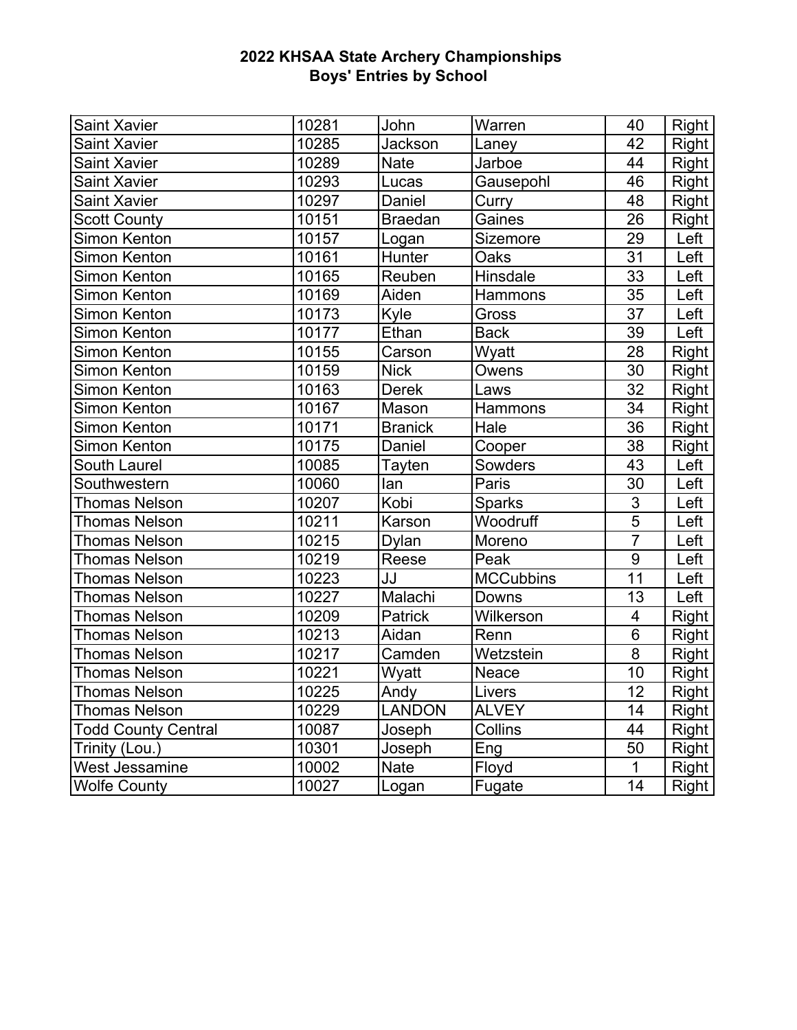**2022 KHSAA State Archery Championships**
**Boys' Entries by School**

| | | | | | |
|---|---|---|---|---|---|
| Saint Xavier | 10281 | John | Warren | 40 | Right |
| Saint Xavier | 10285 | Jackson | Laney | 42 | Right |
| Saint Xavier | 10289 | Nate | Jarboe | 44 | Right |
| Saint Xavier | 10293 | Lucas | Gausepohl | 46 | Right |
| Saint Xavier | 10297 | Daniel | Curry | 48 | Right |
| Scott County | 10151 | Braedan | Gaines | 26 | Right |
| Simon Kenton | 10157 | Logan | Sizemore | 29 | Left |
| Simon Kenton | 10161 | Hunter | Oaks | 31 | Left |
| Simon Kenton | 10165 | Reuben | Hinsdale | 33 | Left |
| Simon Kenton | 10169 | Aiden | Hammons | 35 | Left |
| Simon Kenton | 10173 | Kyle | Gross | 37 | Left |
| Simon Kenton | 10177 | Ethan | Back | 39 | Left |
| Simon Kenton | 10155 | Carson | Wyatt | 28 | Right |
| Simon Kenton | 10159 | Nick | Owens | 30 | Right |
| Simon Kenton | 10163 | Derek | Laws | 32 | Right |
| Simon Kenton | 10167 | Mason | Hammons | 34 | Right |
| Simon Kenton | 10171 | Branick | Hale | 36 | Right |
| Simon Kenton | 10175 | Daniel | Cooper | 38 | Right |
| South Laurel | 10085 | Tayten | Sowders | 43 | Left |
| Southwestern | 10060 | Ian | Paris | 30 | Left |
| Thomas Nelson | 10207 | Kobi | Sparks | 3 | Left |
| Thomas Nelson | 10211 | Karson | Woodruff | 5 | Left |
| Thomas Nelson | 10215 | Dylan | Moreno | 7 | Left |
| Thomas Nelson | 10219 | Reese | Peak | 9 | Left |
| Thomas Nelson | 10223 | JJ | MCCubbins | 11 | Left |
| Thomas Nelson | 10227 | Malachi | Downs | 13 | Left |
| Thomas Nelson | 10209 | Patrick | Wilkerson | 4 | Right |
| Thomas Nelson | 10213 | Aidan | Renn | 6 | Right |
| Thomas Nelson | 10217 | Camden | Wetzstein | 8 | Right |
| Thomas Nelson | 10221 | Wyatt | Neace | 10 | Right |
| Thomas Nelson | 10225 | Andy | Livers | 12 | Right |
| Thomas Nelson | 10229 | LANDON | ALVEY | 14 | Right |
| Todd County Central | 10087 | Joseph | Collins | 44 | Right |
| Trinity (Lou.) | 10301 | Joseph | Eng | 50 | Right |
| West Jessamine | 10002 | Nate | Floyd | 1 | Right |
| Wolfe County | 10027 | Logan | Fugate | 14 | Right |